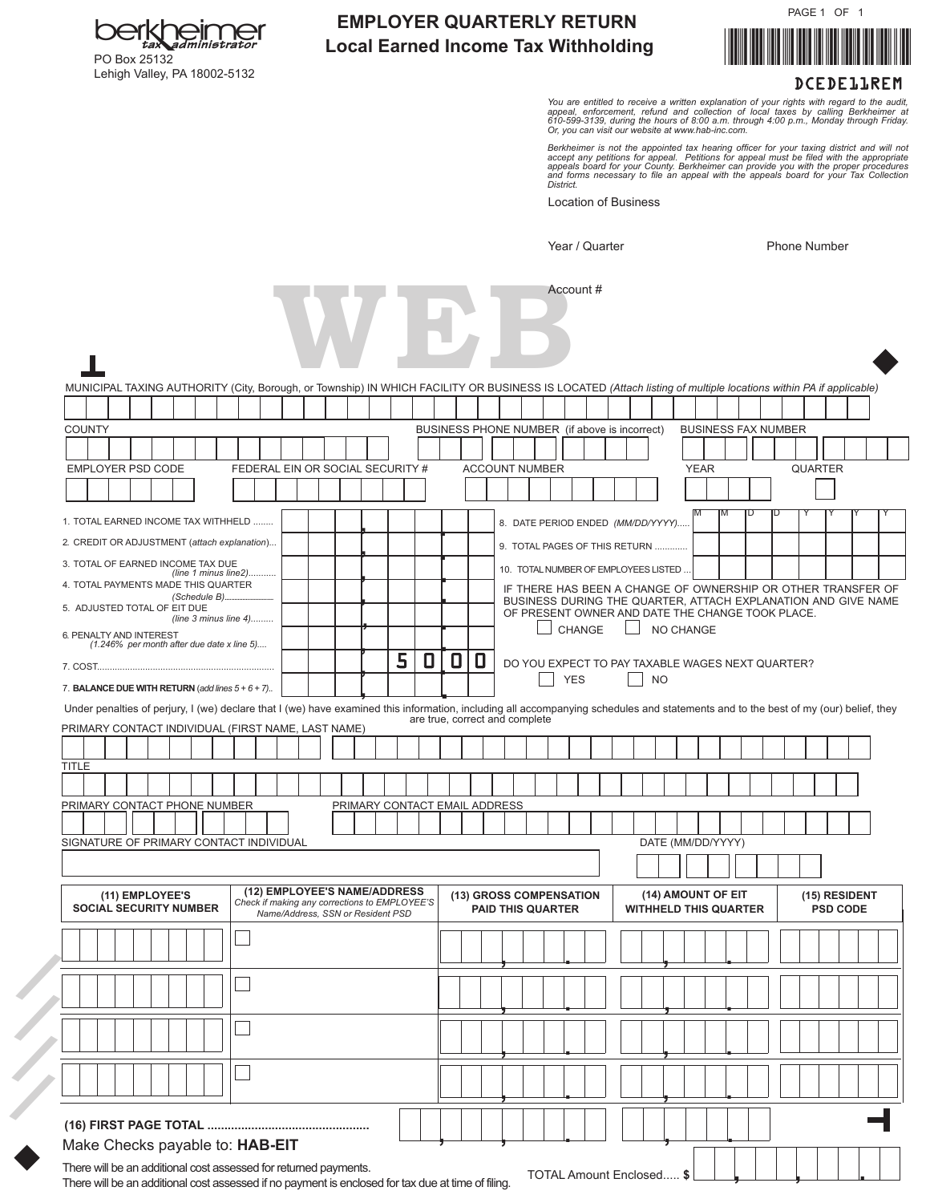berkheimer tax administrator
PO Box 25132
Lehigh Valley, PA 18002-5132

# EMPLOYER QUARTERLY RETURN
## Local Earned Income Tax Withholding

PAGE 1 OF 1

DCEDE11REM

*You are entitled to receive a written explanation of your rights with regard to the audit, appeal, enforcement, refund and collection of local taxes by calling Berkheimer at 610-599-3139, during the hours of 8:00 a.m. through 4:00 p.m., Monday through Friday. Or, you can visit our website at www.hab-inc.com.*

*Berkheimer is not the appointed tax hearing officer for your taxing district and will not accept any petitions for appeal. Petitions for appeal must be filed with the appropriate appeals board for your County. Berkheimer can provide you with the proper procedures and forms necessary to file an appeal with the appeals board for your Tax Collection District.*

Location of Business

Year / Quarter

Phone Number

Account #

WEB

MUNICIPAL TAXING AUTHORITY (City, Borough, or Township) IN WHICH FACILITY OR BUSINESS IS LOCATED *(Attach listing of multiple locations within PA if applicable)*

COUNTY

BUSINESS PHONE NUMBER (if above is incorrect)

BUSINESS FAX NUMBER

EMPLOYER PSD CODE

FEDERAL EIN OR SOCIAL SECURITY #

ACCOUNT NUMBER

YEAR

QUARTER

1. TOTAL EARNED INCOME TAX WITHHELD ........
2. CREDIT OR ADJUSTMENT (*attach explanation*)...
3. TOTAL OF EARNED INCOME TAX DUE *(line 1 minus line2)*...........
4. TOTAL PAYMENTS MADE THIS QUARTER *(Schedule B)*...........
5. ADJUSTED TOTAL OF EIT DUE *(line 3 minus line 4)*.........
6. PENALTY AND INTEREST *(1.246% per month after due date x line 5)*....
7. COST.................................................................... 50.00
7. **BALANCE DUE WITH RETURN** *(add lines 5 + 6 + 7)*..

8. DATE PERIOD ENDED *(MM/DD/YYYY)*..... M M D D Y Y Y Y
9. TOTAL PAGES OF THIS RETURN .............
10. TOTAL NUMBER OF EMPLOYEES LISTED ...

IF THERE HAS BEEN A CHANGE OF OWNERSHIP OR OTHER TRANSFER OF BUSINESS DURING THE QUARTER, ATTACH EXPLANATION AND GIVE NAME OF PRESENT OWNER AND DATE THE CHANGE TOOK PLACE.

☐ CHANGE ☐ NO CHANGE

DO YOU EXPECT TO PAY TAXABLE WAGES NEXT QUARTER?

☐ YES ☐ NO

Under penalties of perjury, I (we) declare that I (we) have examined this information, including all accompanying schedules and statements and to the best of my (our) belief, they are true, correct and complete

PRIMARY CONTACT INDIVIDUAL (FIRST NAME, LAST NAME)

TITLE

PRIMARY CONTACT PHONE NUMBER

PRIMARY CONTACT EMAIL ADDRESS

SIGNATURE OF PRIMARY CONTACT INDIVIDUAL

DATE (MM/DD/YYYY)

| (11) EMPLOYEE'S SOCIAL SECURITY NUMBER | (12) EMPLOYEE'S NAME/ADDRESS *Check if making any corrections to EMPLOYEE'S Name/Address, SSN or Resident PSD* | (13) GROSS COMPENSATION PAID THIS QUARTER | (14) AMOUNT OF EIT WITHHELD THIS QUARTER | (15) RESIDENT PSD CODE |
|---|---|---|---|---|
| | ☐ | | | |
| | ☐ | | | |
| | ☐ | | | |
| | ☐ | | | |
| **(16) FIRST PAGE TOTAL** ............................................... | | | | |

Make Checks payable to: **HAB-EIT**

There will be an additional cost assessed for returned payments.
There will be an additional cost assessed if no payment is enclosed for tax due at time of filing.

TOTAL Amount Enclosed..... $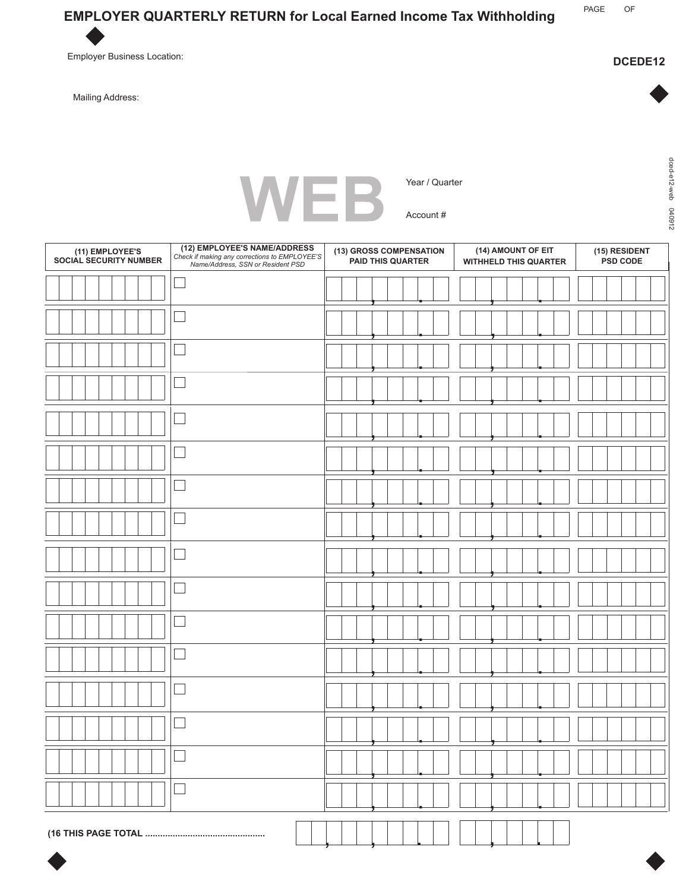# EMPLOYER QUARTERLY RETURN for Local Earned Income Tax Withholding

PAGE OF

**DCEDE12**

Employer Business Location:

Mailing Address:

WEB

Year / Quarter

Account #

dced-e12-web 040912

| (11) EMPLOYEE'S SOCIAL SECURITY NUMBER | (12) EMPLOYEE'S NAME/ADDRESS *Check if making any corrections to EMPLOYEE'S Name/Address, SSN or Resident PSD* | (13) GROSS COMPENSATION PAID THIS QUARTER | (14) AMOUNT OF EIT WITHHELD THIS QUARTER | (15) RESIDENT PSD CODE |
|---|---|---|---|---|
| | ☐ | , . | , . | |
| | ☐ | , . | , . | |
| | ☐ | , . | , . | |
| | ☐ | , . | , . | |
| | ☐ | , . | , . | |
| | ☐ | , . | , . | |
| | ☐ | , . | , . | |
| | ☐ | , . | , . | |
| | ☐ | , . | , . | |
| | ☐ | , . | , . | |
| | ☐ | , . | , . | |
| | ☐ | , . | , . | |
| | ☐ | , . | , . | |
| | ☐ | , . | , . | |
| | ☐ | , . | , . | |
| | ☐ | , . | , . | |

(16 THIS PAGE TOTAL ............................................... , , . , .